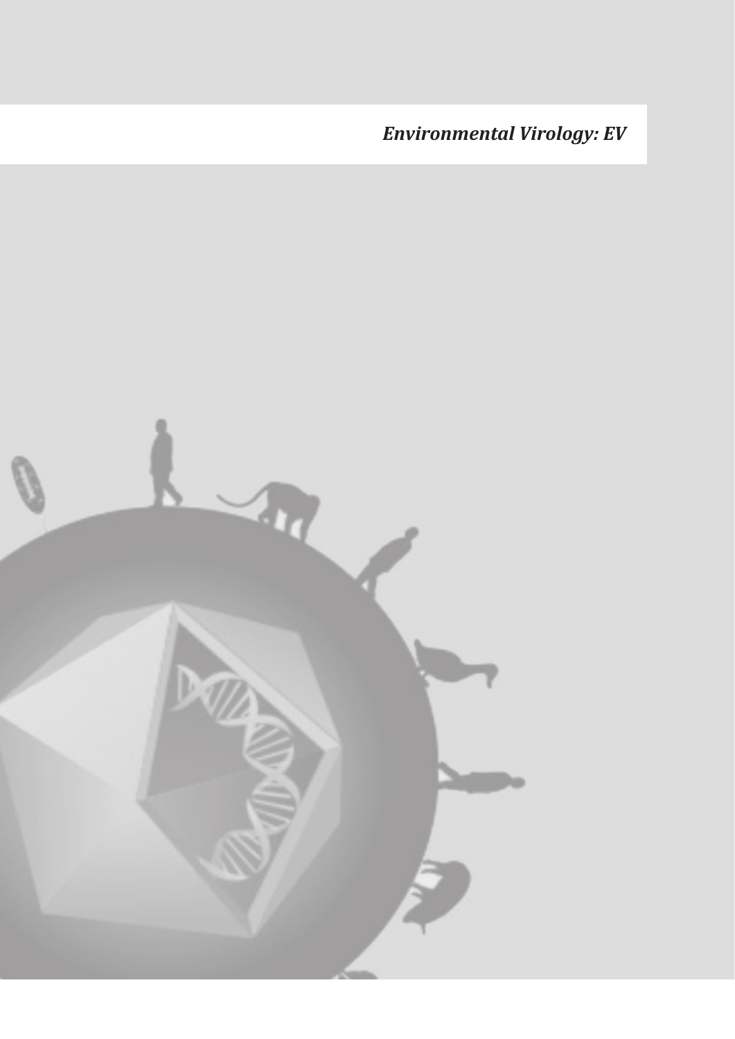*Environmental Virology: EV*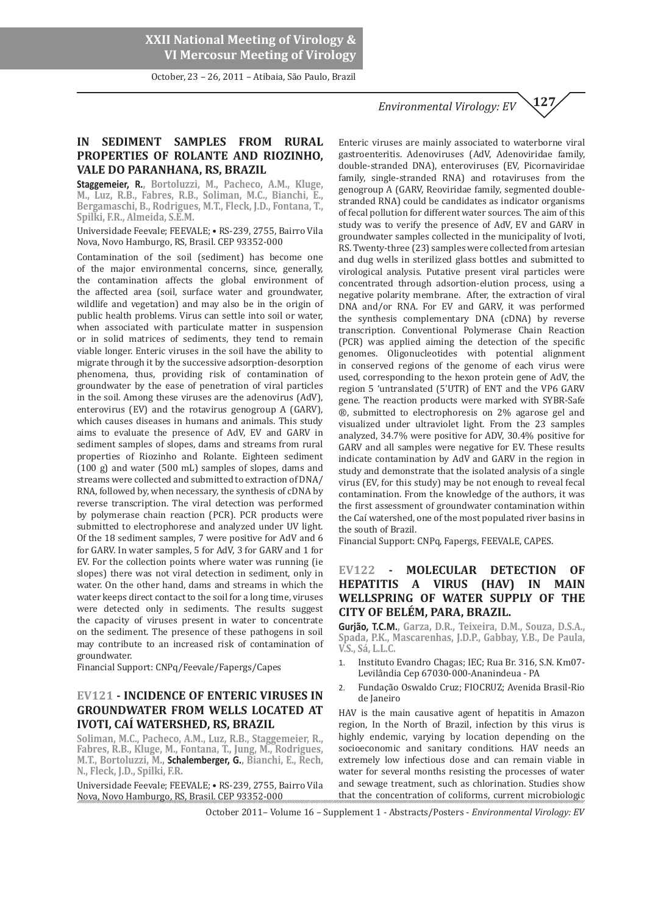## IN SEDIMENT SAMPLES FROM RURAL PROPERTIES OF ROLANTE AND RIOZINHO, VALE DO PARANHANA, RS, BRAZIL

**Staggemeier, R.**, Bortoluzzi, M., Pacheco, A.M., Kluge, M., Luz, R.B., Fabres, R.B., Soliman, M.C., Bianchi, E., Bergamaschi, B., Rodrigues, M.T., Fleck, J.D., Fontana, T., Spilki, F.R., Almeida, S.E.M.

Universidade Feevale; FEEVALE; • RS-239, 2755, Bairro Vila Nova, Novo Hamburgo, RS, Brasil. CEP 93352-000

Contamination of the soil (sediment) has become one of the major environmental concerns, since, generally, the contamination affects the global environment of the affected area (soil, surface water and groundwater, wildlife and vegetation) and may also be in the origin of public health problems. Virus can settle into soil or water, when associated with particulate matter in suspension or in solid matrices of sediments, they tend to remain viable longer. Enteric viruses in the soil have the ability to migrate through it by the successive adsorption-desorption phenomena, thus, providing risk of contamination of groundwater by the ease of penetration of viral particles in the soil. Among these viruses are the adenovirus (AdV), enterovirus (EV) and the rotavirus genogroup A (GARV), which causes diseases in humans and animals. This study aims to evaluate the presence of AdV, EV and GARV in sediment samples of slopes, dams and streams from rural properties of Riozinho and Rolante. Eighteen sediment (100 g) and water (500 mL) samples of slopes, dams and streams were collected and submitted to extraction of DNA/RNA, followed by, when necessary, the synthesis of cDNA by reverse transcription. The viral detection was performed by polymerase chain reaction (PCR). PCR products were submitted to electrophorese and analyzed under UV light. Of the 18 sediment samples, 7 were positive for AdV and 6 for GARV. In water samples, 5 for AdV, 3 for GARV and 1 for EV. For the collection points where water was running (ie slopes) there was not viral detection in sediment, only in water. On the other hand, dams and streams in which the water keeps direct contact to the soil for a long time, viruses were detected only in sediments. The results suggest the capacity of viruses present in water to concentrate on the sediment. The presence of these pathogens in soil may contribute to an increased risk of contamination of groundwater.

Financial Support: CNPq/Feevale/Fapergs/Capes

## EV121 - INCIDENCE OF ENTERIC VIRUSES IN GROUNDWATER FROM WELLS LOCATED AT IVOTI, CAÍ WATERSHED, RS, BRAZIL

Soliman, M.C., Pacheco, A.M., Luz, R.B., Staggemeier, R., Fabres, R.B., Kluge, M., Fontana, T., Jung, M., Rodrigues, M.T., Bortoluzzi, M., **Schalemberger, G.**, Bianchi, E., Rech, N., Fleck, J.D., Spilki, F.R.

Universidade Feevale; FEEVALE; • RS-239, 2755, Bairro Vila Nova, Novo Hamburgo, RS, Brasil. CEP 93352-000

Enteric viruses are mainly associated to waterborne viral gastroenteritis. Adenoviruses (AdV, Adenoviridae family, double-stranded DNA), enteroviruses (EV, Picornaviridae family, single-stranded RNA) and rotaviruses from the genogroup A (GARV, Reoviridae family, segmented double-stranded RNA) could be candidates as indicator organisms of fecal pollution for different water sources. The aim of this study was to verify the presence of AdV, EV and GARV in groundwater samples collected in the municipality of Ivoti, RS. Twenty-three (23) samples were collected from artesian and dug wells in sterilized glass bottles and submitted to virological analysis. Putative present viral particles were concentrated through adsorption-elution process, using a negative polarity membrane. After, the extraction of viral DNA and/or RNA. For EV and GARV, it was performed the synthesis complementary DNA (cDNA) by reverse transcription. Conventional Polymerase Chain Reaction (PCR) was applied aiming the detection of the specific genomes. Oligonucleotides with potential alignment in conserved regions of the genome of each virus were used, corresponding to the hexon protein gene of AdV, the region 5 'untranslated (5'UTR) of ENT and the VP6 GARV gene. The reaction products were marked with SYBR-Safe ®, submitted to electrophoresis on 2% agarose gel and visualized under ultraviolet light. From the 23 samples analyzed, 34.7% were positive for ADV, 30.4% positive for GARV and all samples were negative for EV. These results indicate contamination by AdV and GARV in the region in study and demonstrate that the isolated analysis of a single virus (EV, for this study) may be not enough to reveal fecal contamination. From the knowledge of the authors, it was the first assessment of groundwater contamination within the Caí watershed, one of the most populated river basins in the south of Brazil.

Financial Support: CNPq, Fapergs, FEEVALE, CAPES.

## EV122 - MOLECULAR DETECTION OF HEPATITIS A VIRUS (HAV) IN MAIN WELLSPRING OF WATER SUPPLY OF THE CITY OF BELÉM, PARA, BRAZIL.

**Gurjão, T.C.M.**, Garza, D.R., Teixeira, D.M., Souza, D.S.A., Spada, P.K., Mascarenhas, J.D.P., Gabbay, Y.B., De Paula, V.S., Sá, L.L.C.

1. Instituto Evandro Chagas; IEC; Rua Br. 316, S.N. Km07-Levilândia Cep 67030-000-Ananindeua - PA
2. Fundação Oswaldo Cruz; FIOCRUZ; Avenida Brasil-Rio de Janeiro

HAV is the main causative agent of hepatitis in Amazon region, In the North of Brazil, infection by this virus is highly endemic, varying by location depending on the socioeconomic and sanitary conditions. HAV needs an extremely low infectious dose and can remain viable in water for several months resisting the processes of water and sewage treatment, such as chlorination. Studies show that the concentration of coliforms, current microbiologic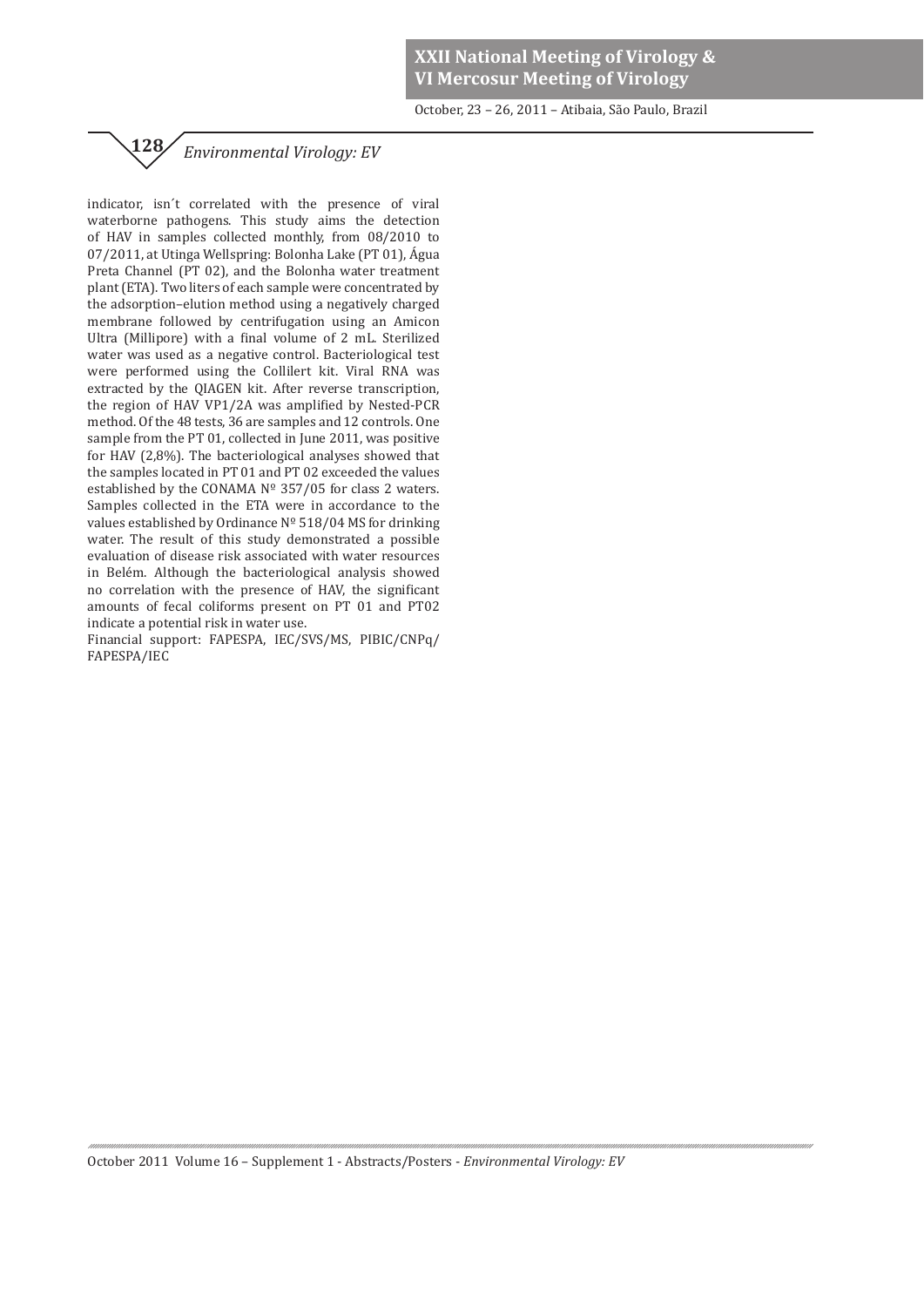indicator, isn´t correlated with the presence of viral waterborne pathogens. This study aims the detection of HAV in samples collected monthly, from 08/2010 to 07/2011, at Utinga Wellspring: Bolonha Lake (PT 01), Água Preta Channel (PT 02), and the Bolonha water treatment plant (ETA). Two liters of each sample were concentrated by the adsorption–elution method using a negatively charged membrane followed by centrifugation using an Amicon Ultra (Millipore) with a final volume of 2 mL. Sterilized water was used as a negative control. Bacteriological test were performed using the Collilert kit. Viral RNA was extracted by the QIAGEN kit. After reverse transcription, the region of HAV VP1/2A was amplified by Nested-PCR method. Of the 48 tests, 36 are samples and 12 controls. One sample from the PT 01, collected in June 2011, was positive for HAV (2,8%). The bacteriological analyses showed that the samples located in PT 01 and PT 02 exceeded the values established by the CONAMA Nº 357/05 for class 2 waters. Samples collected in the ETA were in accordance to the values established by Ordinance Nº 518/04 MS for drinking water. The result of this study demonstrated a possible evaluation of disease risk associated with water resources in Belém. Although the bacteriological analysis showed no correlation with the presence of HAV, the significant amounts of fecal coliforms present on PT 01 and PT02 indicate a potential risk in water use.

Financial support: FAPESPA, IEC/SVS/MS, PIBIC/CNPq/FAPESPA/IEC